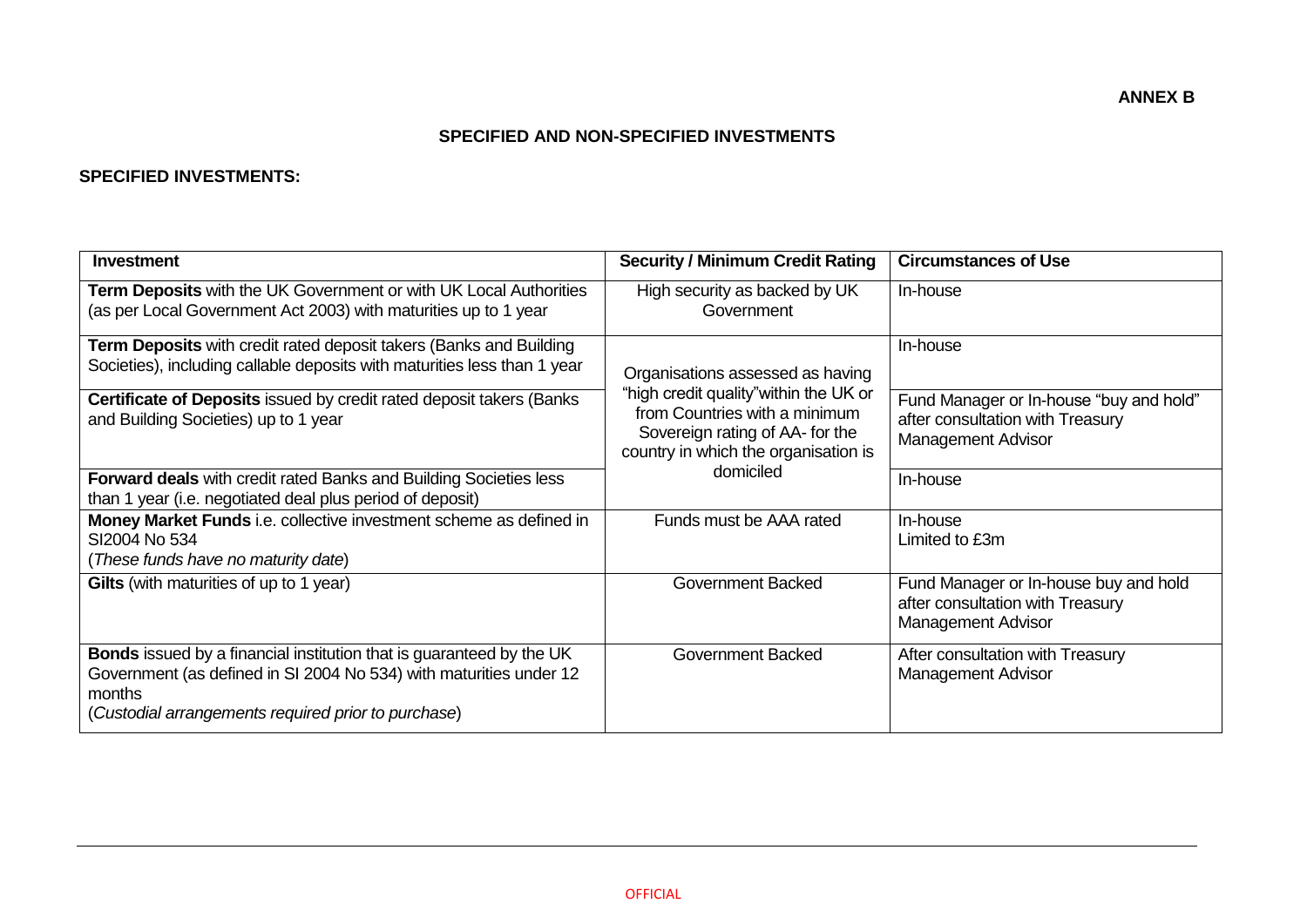**ANNEX B**

## SPECIFIED AND NON-SPECIFIED INVESTMENTS

### SPECIFIED INVESTMENTS:

| Investment | Security / Minimum Credit Rating | Circumstances of Use |
|---|---|---|
| **Term Deposits** with the UK Government or with UK Local Authorities (as per Local Government Act 2003) with maturities up to 1 year | High security as backed by UK Government | In-house |
| **Term Deposits** with credit rated deposit takers (Banks and Building Societies), including callable deposits with maturities less than 1 year | Organisations assessed as having "high credit quality"within the UK or from Countries with a minimum Sovereign rating of AA- for the country in which the organisation is domiciled | In-house |
| **Certificate of Deposits** issued by credit rated deposit takers (Banks and Building Societies) up to 1 year | | Fund Manager or In-house "buy and hold" after consultation with Treasury Management Advisor |
| **Forward deals** with credit rated Banks and Building Societies less than 1 year (i.e. negotiated deal plus period of deposit) | | In-house |
| **Money Market Funds** i.e. collective investment scheme as defined in SI2004 No 534 (*These funds have no maturity date*) | Funds must be AAA rated | In-house Limited to £3m |
| **Gilts** (with maturities of up to 1 year) | Government Backed | Fund Manager or In-house buy and hold after consultation with Treasury Management Advisor |
| **Bonds** issued by a financial institution that is guaranteed by the UK Government (as defined in SI 2004 No 534) with maturities under 12 months (*Custodial arrangements required prior to purchase*) | Government Backed | After consultation with Treasury Management Advisor |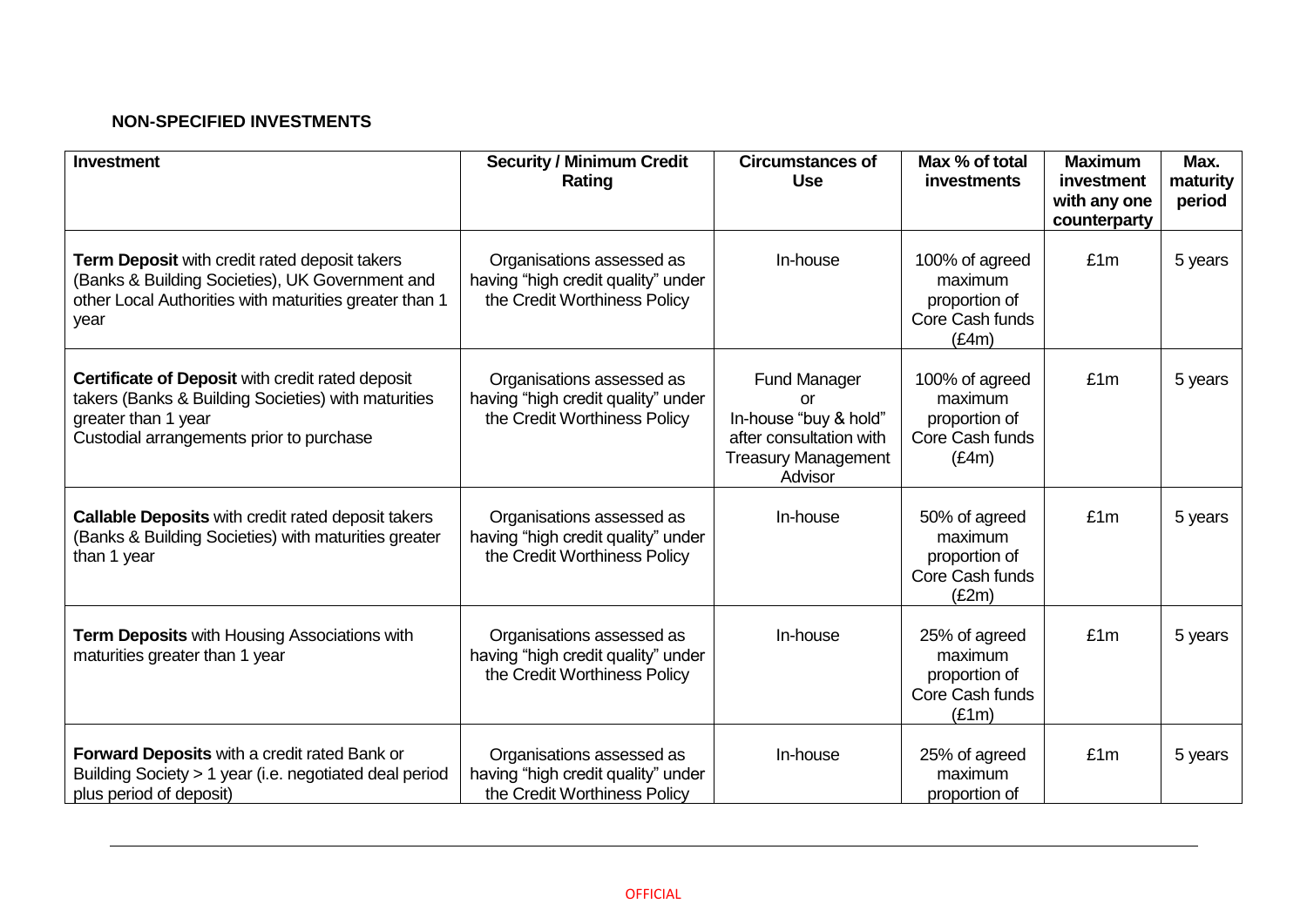**NON-SPECIFIED INVESTMENTS**

| Investment | Security / Minimum Credit Rating | Circumstances of Use | Max % of total investments | Maximum investment with any one counterparty | Max. maturity period |
|---|---|---|---|---|---|
| **Term Deposit** with credit rated deposit takers (Banks & Building Societies), UK Government and other Local Authorities with maturities greater than 1 year | Organisations assessed as having "high credit quality" under the Credit Worthiness Policy | In-house | 100% of agreed maximum proportion of Core Cash funds (£4m) | £1m | 5 years |
| **Certificate of Deposit** with credit rated deposit takers (Banks & Building Societies) with maturities greater than 1 year<br>Custodial arrangements prior to purchase | Organisations assessed as having "high credit quality" under the Credit Worthiness Policy | Fund Manager<br>or<br>In-house "buy & hold" after consultation with Treasury Management Advisor | 100% of agreed maximum proportion of Core Cash funds (£4m) | £1m | 5 years |
| **Callable Deposits** with credit rated deposit takers (Banks & Building Societies) with maturities greater than 1 year | Organisations assessed as having "high credit quality" under the Credit Worthiness Policy | In-house | 50% of agreed maximum proportion of Core Cash funds (£2m) | £1m | 5 years |
| **Term Deposits** with Housing Associations with maturities greater than 1 year | Organisations assessed as having "high credit quality" under the Credit Worthiness Policy | In-house | 25% of agreed maximum proportion of Core Cash funds (£1m) | £1m | 5 years |
| **Forward Deposits** with a credit rated Bank or Building Society > 1 year (i.e. negotiated deal period plus period of deposit) | Organisations assessed as having "high credit quality" under the Credit Worthiness Policy | In-house | 25% of agreed maximum proportion of | £1m | 5 years |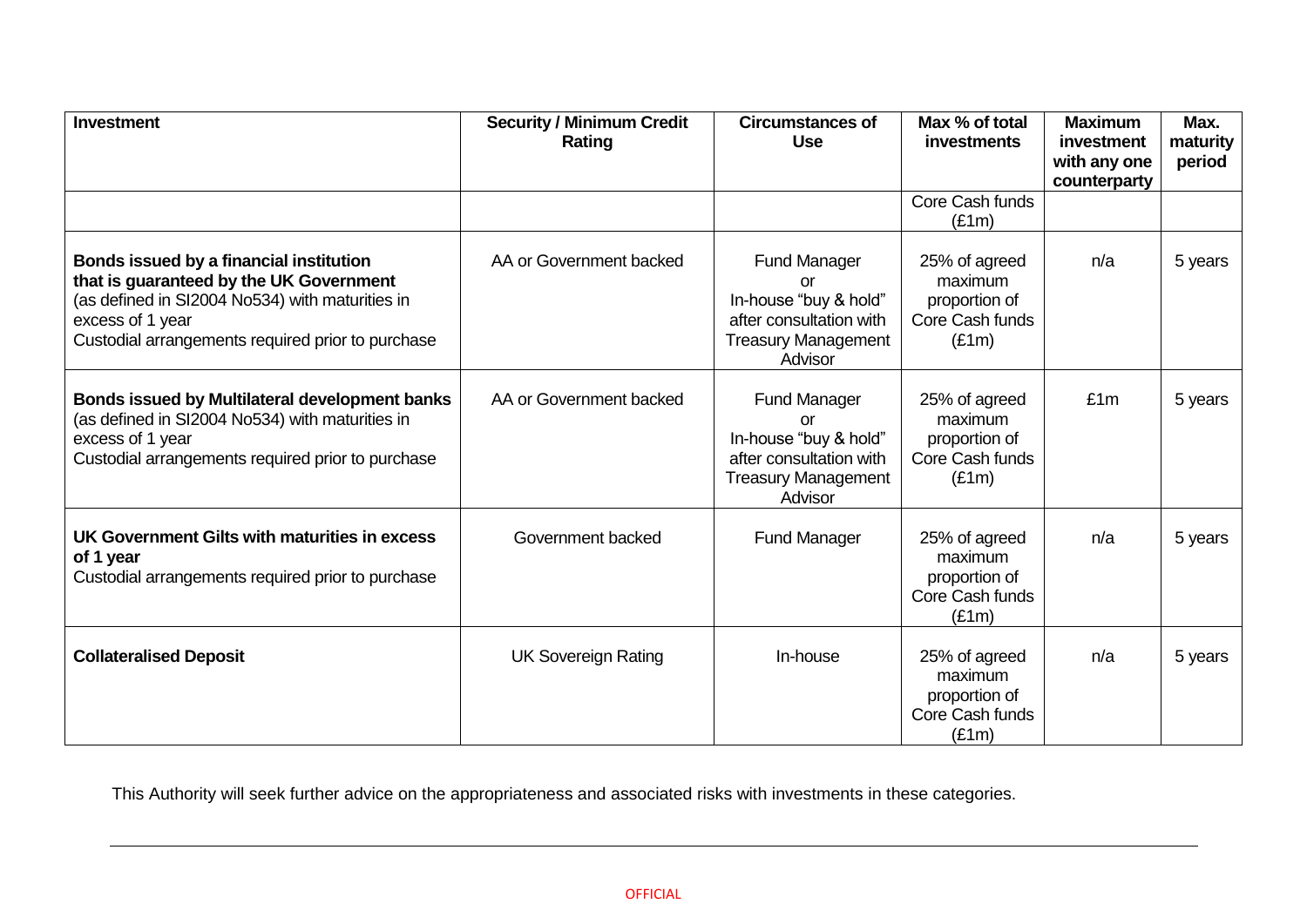| Investment | Security / Minimum Credit Rating | Circumstances of Use | Max % of total investments | Maximum investment with any one counterparty | Max. maturity period |
|---|---|---|---|---|---|
| | | | Core Cash funds (£1m) | | |
| **Bonds issued by a financial institution that is guaranteed by the UK Government** (as defined in SI2004 No534) with maturities in excess of 1 year Custodial arrangements required prior to purchase | AA or Government backed | Fund Manager or In-house "buy & hold" after consultation with Treasury Management Advisor | 25% of agreed maximum proportion of Core Cash funds (£1m) | n/a | 5 years |
| **Bonds issued by Multilateral development banks** (as defined in SI2004 No534) with maturities in excess of 1 year Custodial arrangements required prior to purchase | AA or Government backed | Fund Manager or In-house "buy & hold" after consultation with Treasury Management Advisor | 25% of agreed maximum proportion of Core Cash funds (£1m) | £1m | 5 years |
| **UK Government Gilts with maturities in excess of 1 year** Custodial arrangements required prior to purchase | Government backed | Fund Manager | 25% of agreed maximum proportion of Core Cash funds (£1m) | n/a | 5 years |
| **Collateralised Deposit** | UK Sovereign Rating | In-house | 25% of agreed maximum proportion of Core Cash funds (£1m) | n/a | 5 years |

This Authority will seek further advice on the appropriateness and associated risks with investments in these categories.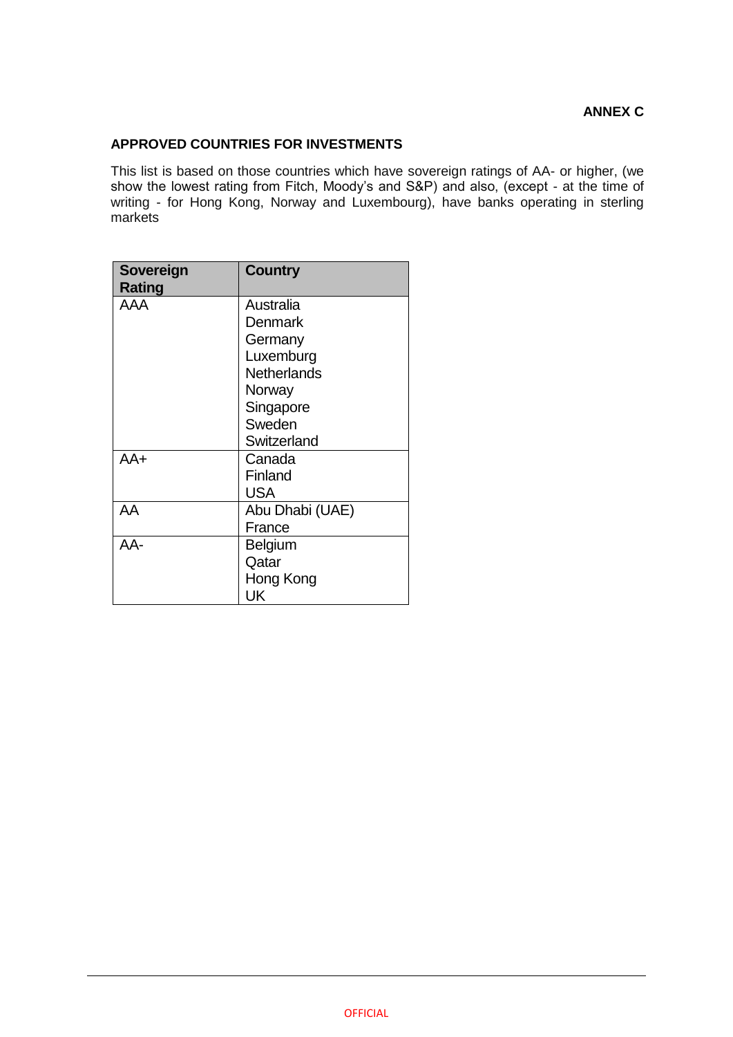**ANNEX C**

## APPROVED COUNTRIES FOR INVESTMENTS

This list is based on those countries which have sovereign ratings of AA- or higher, (we show the lowest rating from Fitch, Moody's and S&P) and also, (except - at the time of writing - for Hong Kong, Norway and Luxembourg), have banks operating in sterling markets

| Sovereign Rating | Country |
|---|---|
| AAA | Australia<br>Denmark<br>Germany<br>Luxemburg<br>Netherlands<br>Norway<br>Singapore<br>Sweden<br>Switzerland |
| AA+ | Canada<br>Finland<br>USA |
| AA | Abu Dhabi (UAE)<br>France |
| AA- | Belgium<br>Qatar<br>Hong Kong<br>UK |

OFFICIAL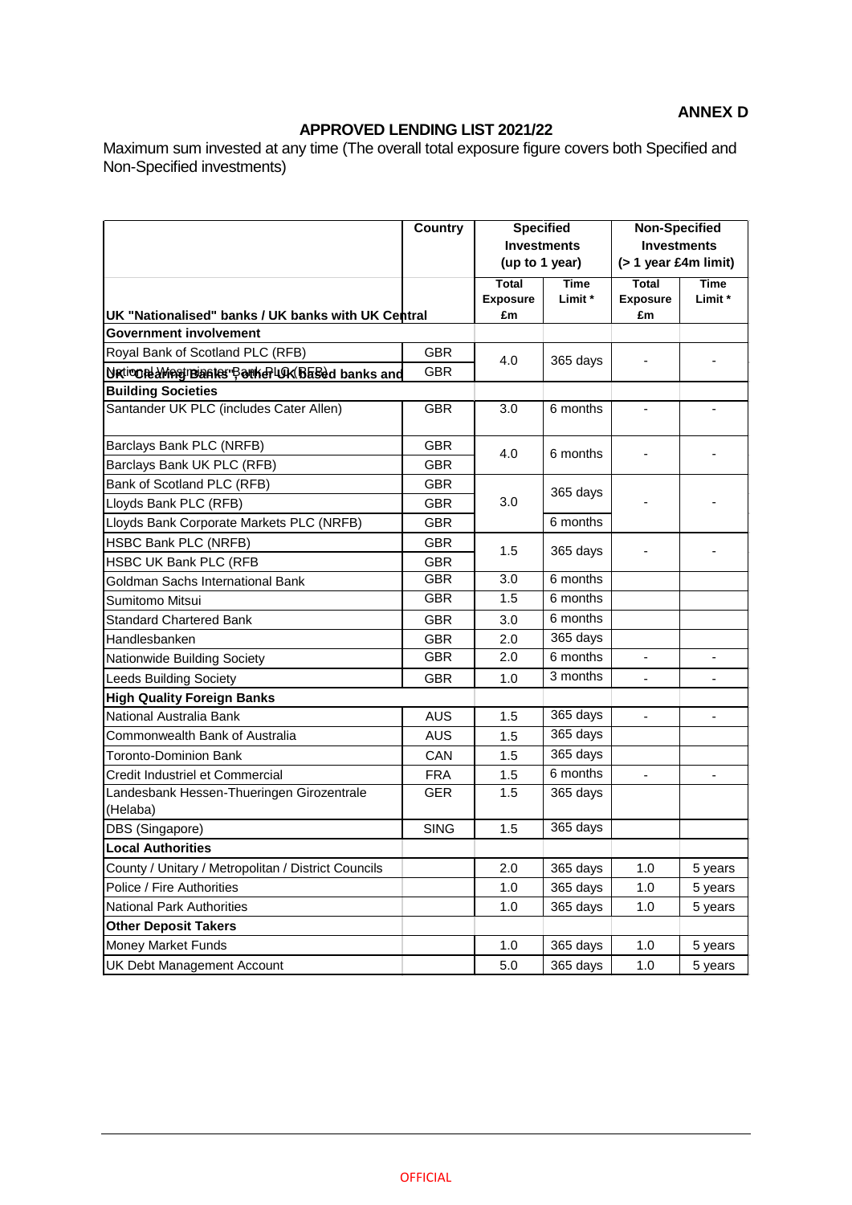**ANNEX D**

## APPROVED LENDING LIST 2021/22

Maximum sum invested at any time (The overall total exposure figure covers both Specified and Non-Specified investments)

| | Country | Specified Investments (up to 1 year) | | Non-Specified Investments (> 1 year £4m limit) | |
|---|---|---|---|---|---|
| | | Total Exposure £m | Time Limit * | Total Exposure £m | Time Limit * |
| **UK "Nationalised" banks / UK banks with UK Central Government involvement** | | | | | |
| Royal Bank of Scotland PLC (RFB) | GBR | 4.0 | 365 days | - | - |
| National Westminster Bank PLC (RFB) | GBR | | | | |
| **UK "Clearing Banks", other UK based banks and Building Societies** | | | | | |
| Santander UK PLC (includes Cater Allen) | GBR | 3.0 | 6 months | - | - |
| Barclays Bank PLC (NRFB) | GBR | 4.0 | 6 months | - | - |
| Barclays Bank UK PLC (RFB) | GBR | | | | |
| Bank of Scotland PLC (RFB) | GBR | 3.0 | 365 days | - | - |
| Lloyds Bank PLC (RFB) | GBR | | | | |
| Lloyds Bank Corporate Markets PLC (NRFB) | GBR | | 6 months | | |
| HSBC Bank PLC (NRFB) | GBR | 1.5 | 365 days | - | - |
| HSBC UK Bank PLC (RFB | GBR | | | | |
| Goldman Sachs International Bank | GBR | 3.0 | 6 months | | |
| Sumitomo Mitsui | GBR | 1.5 | 6 months | | |
| Standard Chartered Bank | GBR | 3.0 | 6 months | | |
| Handlesbanken | GBR | 2.0 | 365 days | | |
| Nationwide Building Society | GBR | 2.0 | 6 months | - | - |
| Leeds Building Society | GBR | 1.0 | 3 months | - | - |
| **High Quality Foreign Banks** | | | | | |
| National Australia Bank | AUS | 1.5 | 365 days | - | - |
| Commonwealth Bank of Australia | AUS | 1.5 | 365 days | | |
| Toronto-Dominion Bank | CAN | 1.5 | 365 days | | |
| Credit Industriel et Commercial | FRA | 1.5 | 6 months | - | - |
| Landesbank Hessen-Thueringen Girozentrale (Helaba) | GER | 1.5 | 365 days | | |
| DBS (Singapore) | SING | 1.5 | 365 days | | |
| **Local Authorities** | | | | | |
| County / Unitary / Metropolitan / District Councils | | 2.0 | 365 days | 1.0 | 5 years |
| Police / Fire Authorities | | 1.0 | 365 days | 1.0 | 5 years |
| National Park Authorities | | 1.0 | 365 days | 1.0 | 5 years |
| **Other Deposit Takers** | | | | | |
| Money Market Funds | | 1.0 | 365 days | 1.0 | 5 years |
| UK Debt Management Account | | 5.0 | 365 days | 1.0 | 5 years |

OFFICIAL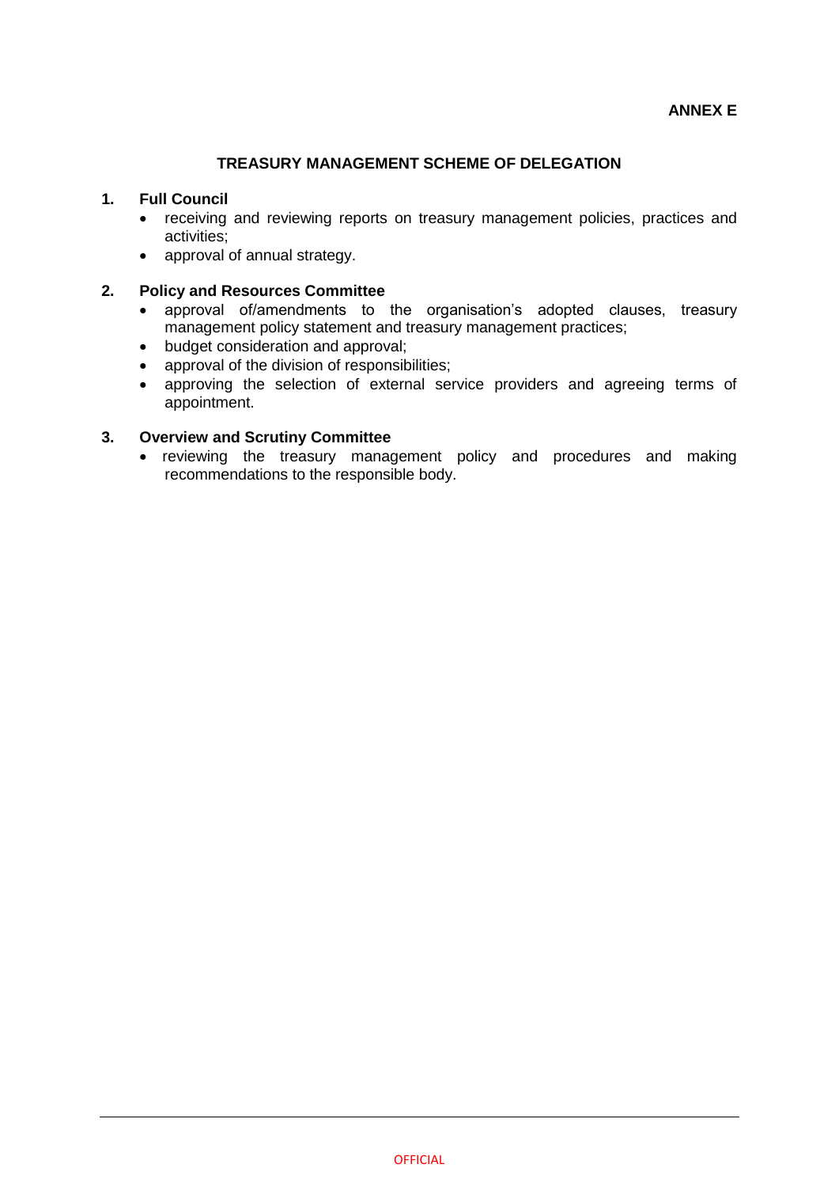**ANNEX E**

## TREASURY MANAGEMENT SCHEME OF DELEGATION

### 1. Full Council

- receiving and reviewing reports on treasury management policies, practices and activities;
- approval of annual strategy.

### 2. Policy and Resources Committee

- approval of/amendments to the organisation's adopted clauses, treasury management policy statement and treasury management practices;
- budget consideration and approval;
- approval of the division of responsibilities;
- approving the selection of external service providers and agreeing terms of appointment.

### 3. Overview and Scrutiny Committee

- reviewing the treasury management policy and procedures and making recommendations to the responsible body.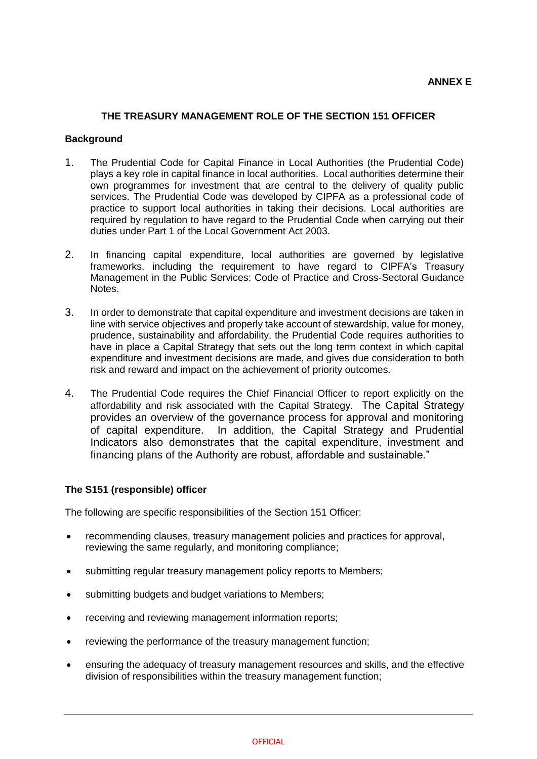**ANNEX E**

## THE TREASURY MANAGEMENT ROLE OF THE SECTION 151 OFFICER

### Background

1. The Prudential Code for Capital Finance in Local Authorities (the Prudential Code) plays a key role in capital finance in local authorities. Local authorities determine their own programmes for investment that are central to the delivery of quality public services. The Prudential Code was developed by CIPFA as a professional code of practice to support local authorities in taking their decisions. Local authorities are required by regulation to have regard to the Prudential Code when carrying out their duties under Part 1 of the Local Government Act 2003.

2. In financing capital expenditure, local authorities are governed by legislative frameworks, including the requirement to have regard to CIPFA's Treasury Management in the Public Services: Code of Practice and Cross-Sectoral Guidance Notes.

3. In order to demonstrate that capital expenditure and investment decisions are taken in line with service objectives and properly take account of stewardship, value for money, prudence, sustainability and affordability, the Prudential Code requires authorities to have in place a Capital Strategy that sets out the long term context in which capital expenditure and investment decisions are made, and gives due consideration to both risk and reward and impact on the achievement of priority outcomes.

4. The Prudential Code requires the Chief Financial Officer to report explicitly on the affordability and risk associated with the Capital Strategy. The Capital Strategy provides an overview of the governance process for approval and monitoring of capital expenditure. In addition, the Capital Strategy and Prudential Indicators also demonstrates that the capital expenditure, investment and financing plans of the Authority are robust, affordable and sustainable."

### The S151 (responsible) officer

The following are specific responsibilities of the Section 151 Officer:

- recommending clauses, treasury management policies and practices for approval, reviewing the same regularly, and monitoring compliance;
- submitting regular treasury management policy reports to Members;
- submitting budgets and budget variations to Members;
- receiving and reviewing management information reports;
- reviewing the performance of the treasury management function;
- ensuring the adequacy of treasury management resources and skills, and the effective division of responsibilities within the treasury management function;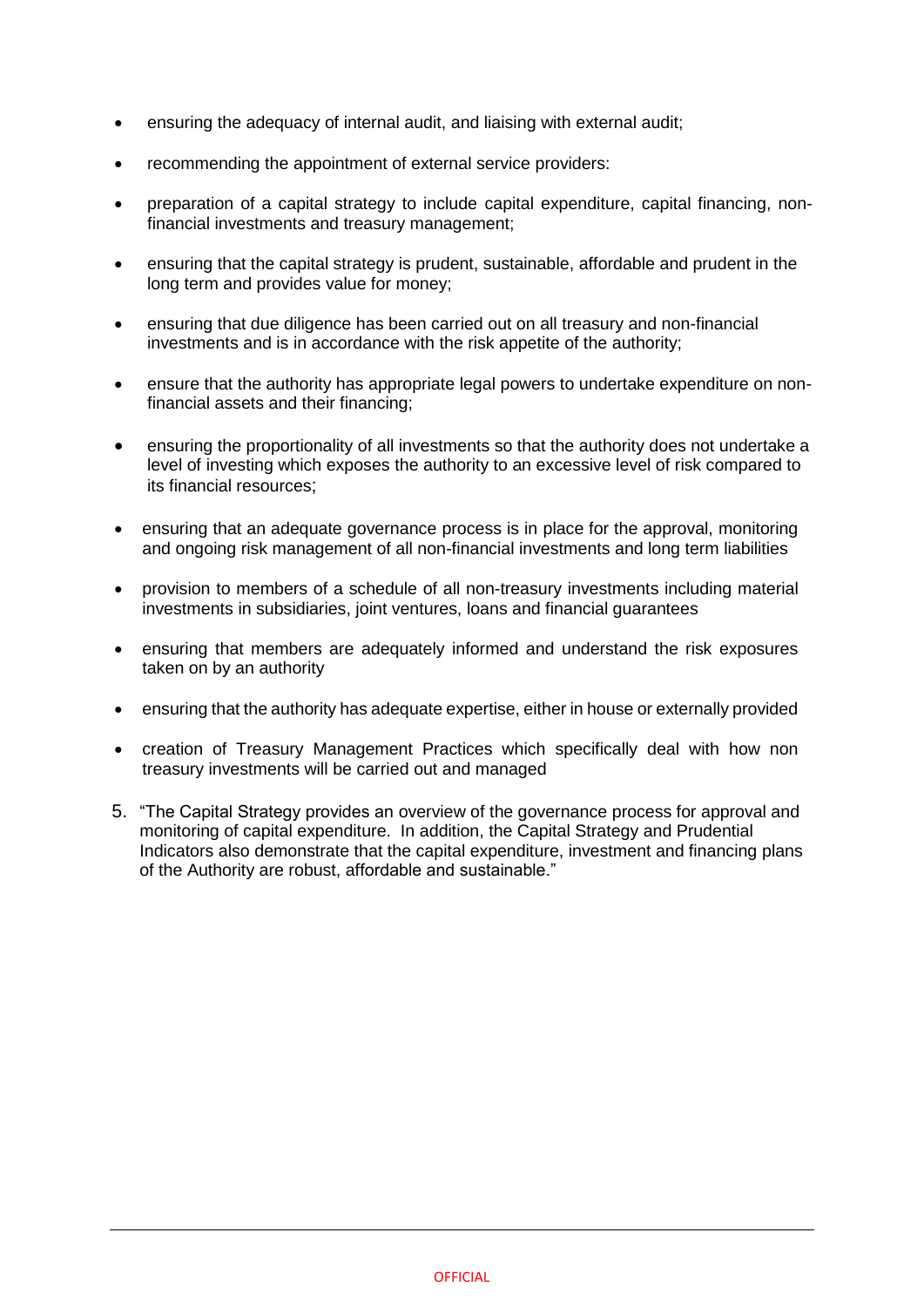- ensuring the adequacy of internal audit, and liaising with external audit;
- recommending the appointment of external service providers:
- preparation of a capital strategy to include capital expenditure, capital financing, non-financial investments and treasury management;
- ensuring that the capital strategy is prudent, sustainable, affordable and prudent in the long term and provides value for money;
- ensuring that due diligence has been carried out on all treasury and non-financial investments and is in accordance with the risk appetite of the authority;
- ensure that the authority has appropriate legal powers to undertake expenditure on non-financial assets and their financing;
- ensuring the proportionality of all investments so that the authority does not undertake a level of investing which exposes the authority to an excessive level of risk compared to its financial resources;
- ensuring that an adequate governance process is in place for the approval, monitoring and ongoing risk management of all non-financial investments and long term liabilities
- provision to members of a schedule of all non-treasury investments including material investments in subsidiaries, joint ventures, loans and financial guarantees
- ensuring that members are adequately informed and understand the risk exposures taken on by an authority
- ensuring that the authority has adequate expertise, either in house or externally provided
- creation of Treasury Management Practices which specifically deal with how non treasury investments will be carried out and managed

5. "The Capital Strategy provides an overview of the governance process for approval and monitoring of capital expenditure. In addition, the Capital Strategy and Prudential Indicators also demonstrate that the capital expenditure, investment and financing plans of the Authority are robust, affordable and sustainable."